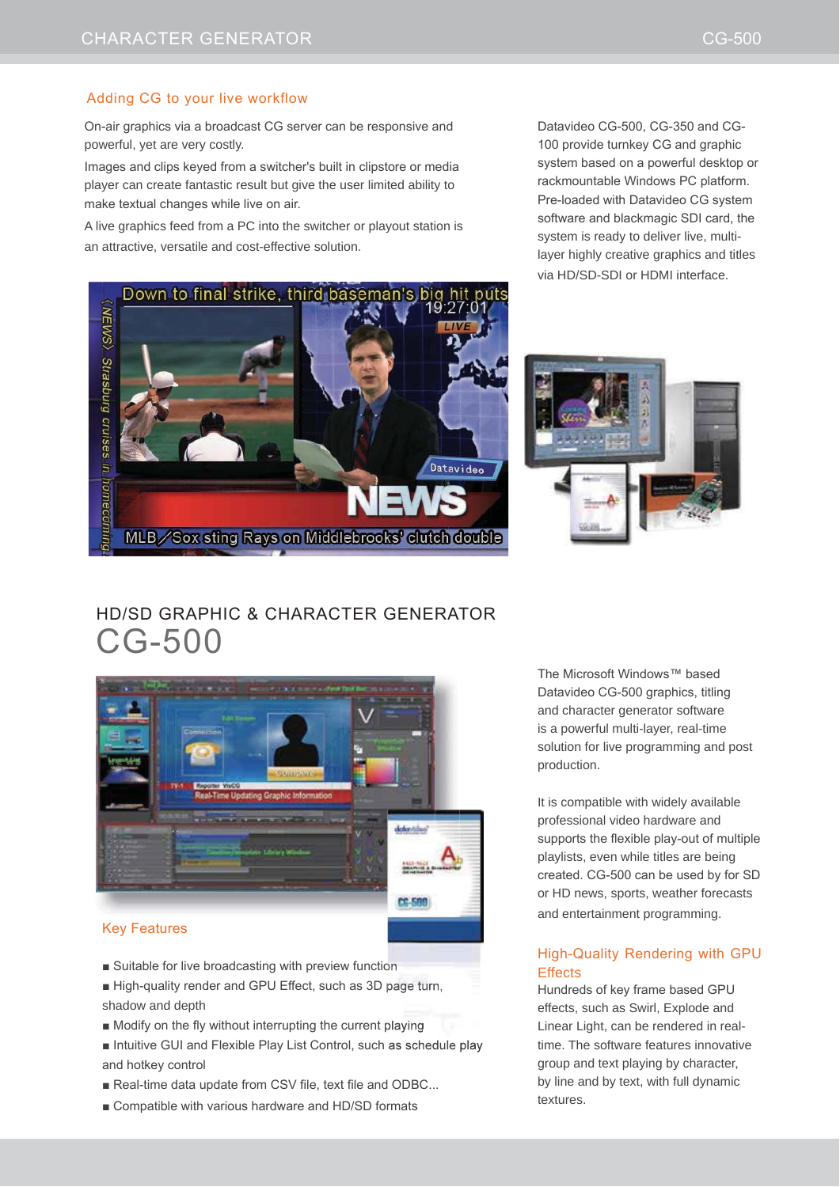## Adding CG to your live workflow

On-air graphics via a broadcast CG server can be responsive and powerful, yet are very costly.

Images and clips keyed from a switcher's built in clipstore or media player can create fantastic result but give the user limited ability to make textual changes while live on air.

A live graphics feed from a PC into the switcher or playout station is an attractive, versatile and cost-effective solution.

Datavideo CG-500, CG-350 and CG-100 provide turnkey CG and graphic system based on a powerful desktop or rackmountable Windows PC platform. Pre-loaded with Datavideo CG system software and blackmagic SDI card, the system is ready to deliver live, multi-layer highly creative graphics and titles via HD/SD-SDI or HDMI interface.

# HD/SD GRAPHIC & CHARACTER GENERATOR

# CG-500

The Microsoft Windows™ based Datavideo CG-500 graphics, titling and character generator software is a powerful multi-layer, real-time solution for live programming and post production.

It is compatible with widely available professional video hardware and supports the flexible play-out of multiple playlists, even while titles are being created. CG-500 can be used by for SD or HD news, sports, weather forecasts and entertainment programming.

## Key Features

- Suitable for live broadcasting with preview function
- High-quality render and GPU Effect, such as 3D page turn, shadow and depth
- Modify on the fly without interrupting the current playing
- Intuitive GUI and Flexible Play List Control, such as schedule play and hotkey control
- Real-time data update from CSV file, text file and ODBC...
- Compatible with various hardware and HD/SD formats

## High-Quality Rendering with GPU Effects

Hundreds of key frame based GPU effects, such as Swirl, Explode and Linear Light, can be rendered in real-time. The software features innovative group and text playing by character, by line and by text, with full dynamic textures.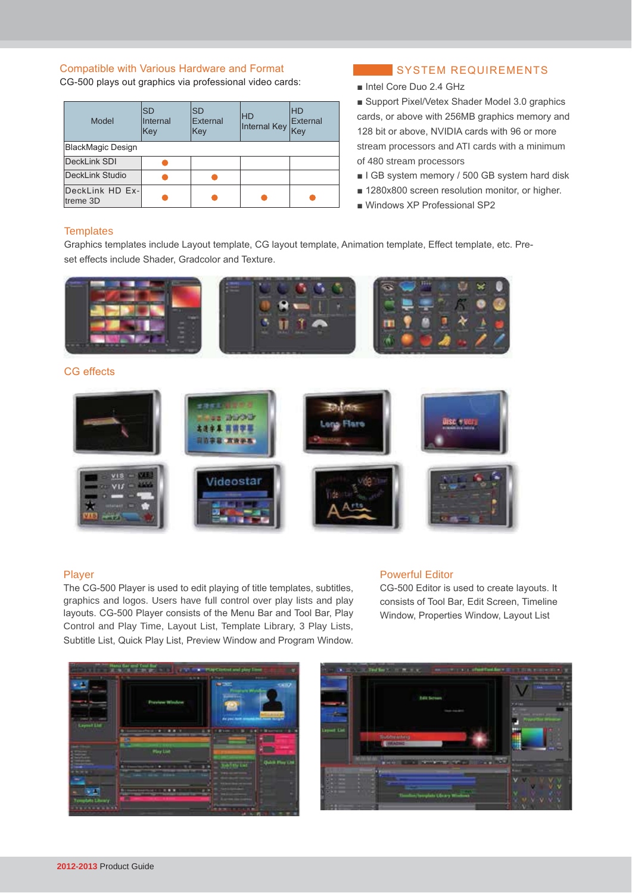## Compatible with Various Hardware and Format

CG-500 plays out graphics via professional video cards:

| Model | SD Internal Key | SD External Key | HD Internal Key | HD External Key |
|---|---|---|---|---|
| BlackMagic Design | | | | |
| DeckLink SDI | ● | | | |
| DeckLink Studio | ● | ● | | |
| DeckLink HD Extreme 3D | ● | ● | ● | ● |

## SYSTEM REQUIREMENTS

- Intel Core Duo 2.4 GHz
- Support Pixel/Vetex Shader Model 3.0 graphics cards, or above with 256MB graphics memory and 128 bit or above, NVIDIA cards with 96 or more stream processors and ATI cards with a minimum of 480 stream processors
- I GB system memory / 500 GB system hard disk
- 1280x800 screen resolution monitor, or higher.
- Windows XP Professional SP2

## Templates

Graphics templates include Layout template, CG layout template, Animation template, Effect template, etc. Preset effects include Shader, Gradcolor and Texture.

## CG effects

## Player

The CG-500 Player is used to edit playing of title templates, subtitles, graphics and logos. Users have full control over play lists and play layouts. CG-500 Player consists of the Menu Bar and Tool Bar, Play Control and Play Time, Layout List, Template Library, 3 Play Lists, Subtitle List, Quick Play List, Preview Window and Program Window.

## Powerful Editor

CG-500 Editor is used to create layouts. It consists of Tool Bar, Edit Screen, Timeline Window, Properties Window, Layout List